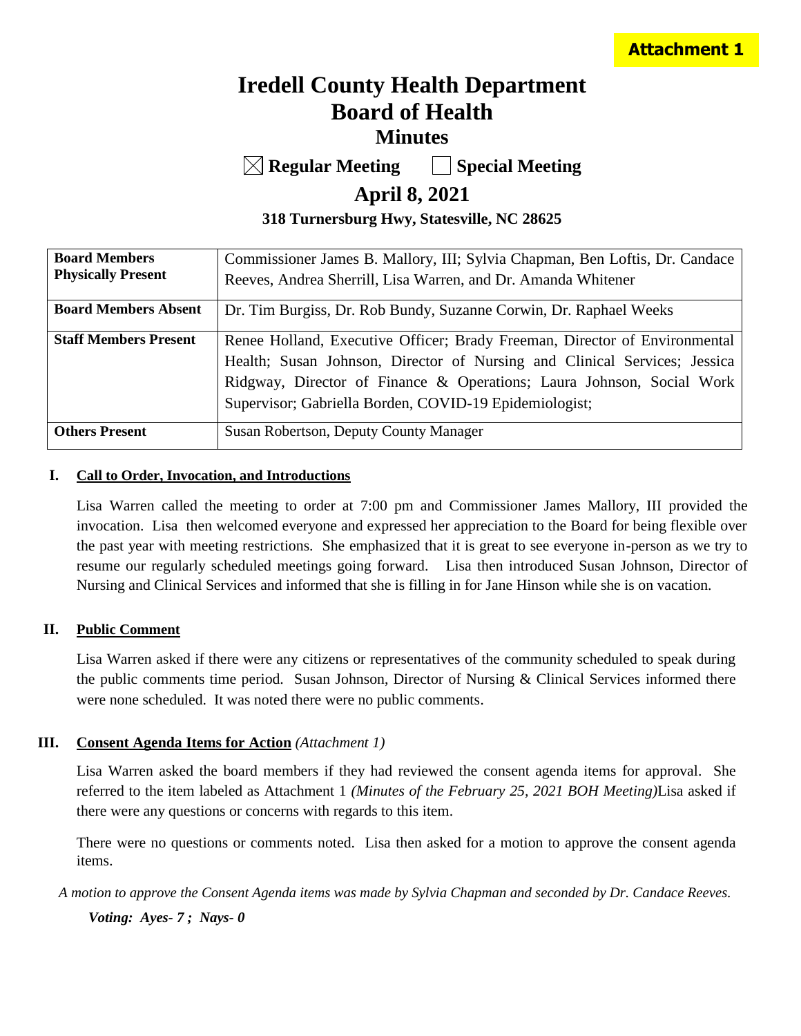**Attachment 1**

# Iredell County Health Department
# Board of Health
## Minutes

☒ **Regular Meeting** ☐ **Special Meeting**

## April 8, 2021

**318 Turnersburg Hwy, Statesville, NC 28625**

| | |
|---|---|
| **Board Members Physically Present** | Commissioner James B. Mallory, III; Sylvia Chapman, Ben Loftis, Dr. Candace Reeves, Andrea Sherrill, Lisa Warren, and Dr. Amanda Whitener |
| **Board Members Absent** | Dr. Tim Burgiss, Dr. Rob Bundy, Suzanne Corwin, Dr. Raphael Weeks |
| **Staff Members Present** | Renee Holland, Executive Officer; Brady Freeman, Director of Environmental Health; Susan Johnson, Director of Nursing and Clinical Services; Jessica Ridgway, Director of Finance & Operations; Laura Johnson, Social Work Supervisor; Gabriella Borden, COVID-19 Epidemiologist; |
| **Others Present** | Susan Robertson, Deputy County Manager |

### I. Call to Order, Invocation, and Introductions

Lisa Warren called the meeting to order at 7:00 pm and Commissioner James Mallory, III provided the invocation. Lisa then welcomed everyone and expressed her appreciation to the Board for being flexible over the past year with meeting restrictions. She emphasized that it is great to see everyone in-person as we try to resume our regularly scheduled meetings going forward. Lisa then introduced Susan Johnson, Director of Nursing and Clinical Services and informed that she is filling in for Jane Hinson while she is on vacation.

### II. Public Comment

Lisa Warren asked if there were any citizens or representatives of the community scheduled to speak during the public comments time period. Susan Johnson, Director of Nursing & Clinical Services informed there were none scheduled. It was noted there were no public comments.

### III. Consent Agenda Items for Action *(Attachment 1)*

Lisa Warren asked the board members if they had reviewed the consent agenda items for approval. She referred to the item labeled as Attachment 1 *(Minutes of the February 25, 2021 BOH Meeting)*Lisa asked if there were any questions or concerns with regards to this item.

There were no questions or comments noted. Lisa then asked for a motion to approve the consent agenda items.

*A motion to approve the Consent Agenda items was made by Sylvia Chapman and seconded by Dr. Candace Reeves.*

***Voting: Ayes- 7 ; Nays- 0***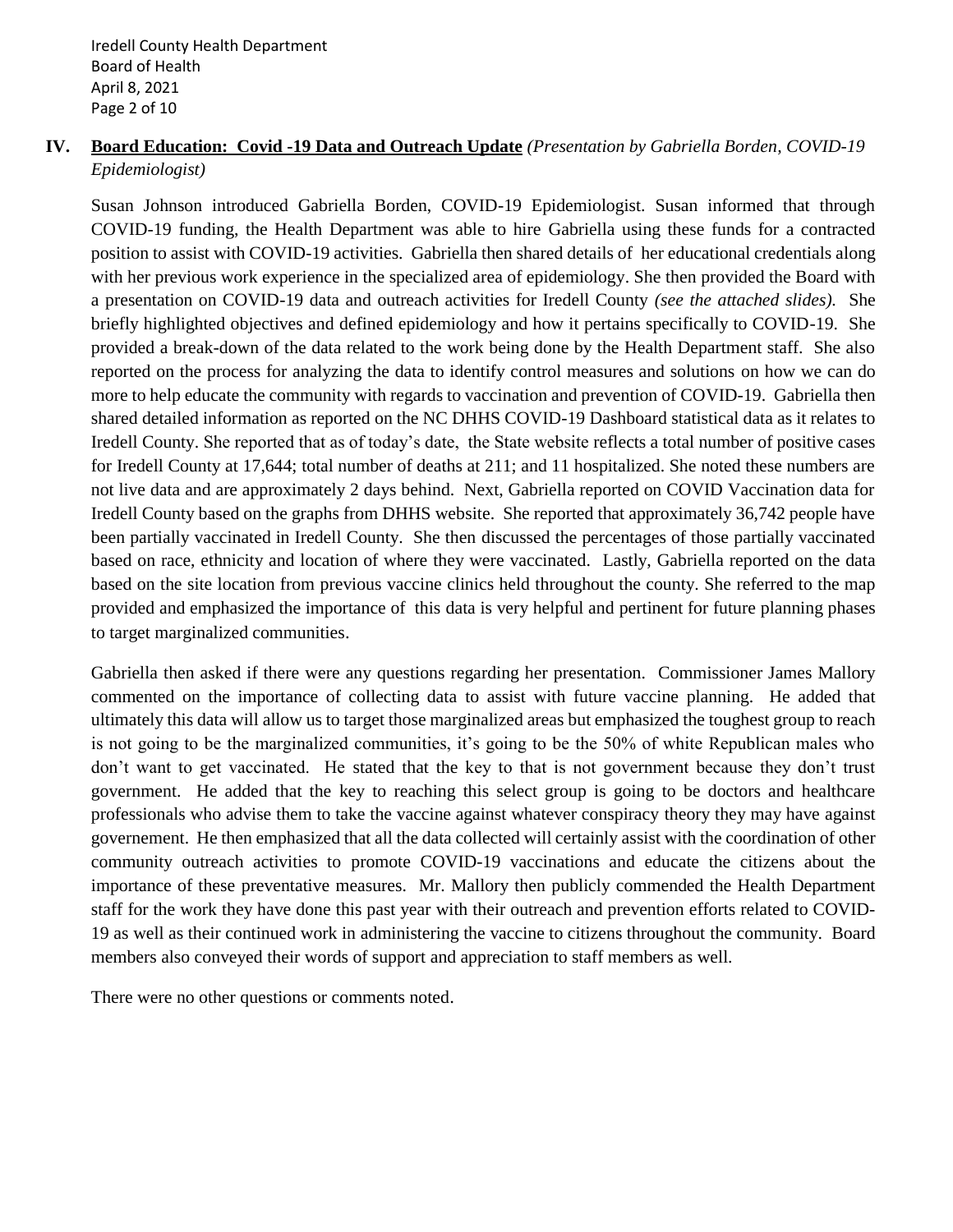## IV. **Board Education: Covid -19 Data and Outreach Update** *(Presentation by Gabriella Borden, COVID-19 Epidemiologist)*

Susan Johnson introduced Gabriella Borden, COVID-19 Epidemiologist. Susan informed that through COVID-19 funding, the Health Department was able to hire Gabriella using these funds for a contracted position to assist with COVID-19 activities. Gabriella then shared details of her educational credentials along with her previous work experience in the specialized area of epidemiology. She then provided the Board with a presentation on COVID-19 data and outreach activities for Iredell County *(see the attached slides).* She briefly highlighted objectives and defined epidemiology and how it pertains specifically to COVID-19. She provided a break-down of the data related to the work being done by the Health Department staff. She also reported on the process for analyzing the data to identify control measures and solutions on how we can do more to help educate the community with regards to vaccination and prevention of COVID-19. Gabriella then shared detailed information as reported on the NC DHHS COVID-19 Dashboard statistical data as it relates to Iredell County. She reported that as of today's date, the State website reflects a total number of positive cases for Iredell County at 17,644; total number of deaths at 211; and 11 hospitalized. She noted these numbers are not live data and are approximately 2 days behind. Next, Gabriella reported on COVID Vaccination data for Iredell County based on the graphs from DHHS website. She reported that approximately 36,742 people have been partially vaccinated in Iredell County. She then discussed the percentages of those partially vaccinated based on race, ethnicity and location of where they were vaccinated. Lastly, Gabriella reported on the data based on the site location from previous vaccine clinics held throughout the county. She referred to the map provided and emphasized the importance of this data is very helpful and pertinent for future planning phases to target marginalized communities.

Gabriella then asked if there were any questions regarding her presentation. Commissioner James Mallory commented on the importance of collecting data to assist with future vaccine planning. He added that ultimately this data will allow us to target those marginalized areas but emphasized the toughest group to reach is not going to be the marginalized communities, it's going to be the 50% of white Republican males who don't want to get vaccinated. He stated that the key to that is not government because they don't trust government. He added that the key to reaching this select group is going to be doctors and healthcare professionals who advise them to take the vaccine against whatever conspiracy theory they may have against governement. He then emphasized that all the data collected will certainly assist with the coordination of other community outreach activities to promote COVID-19 vaccinations and educate the citizens about the importance of these preventative measures. Mr. Mallory then publicly commended the Health Department staff for the work they have done this past year with their outreach and prevention efforts related to COVID-19 as well as their continued work in administering the vaccine to citizens throughout the community. Board members also conveyed their words of support and appreciation to staff members as well.

There were no other questions or comments noted.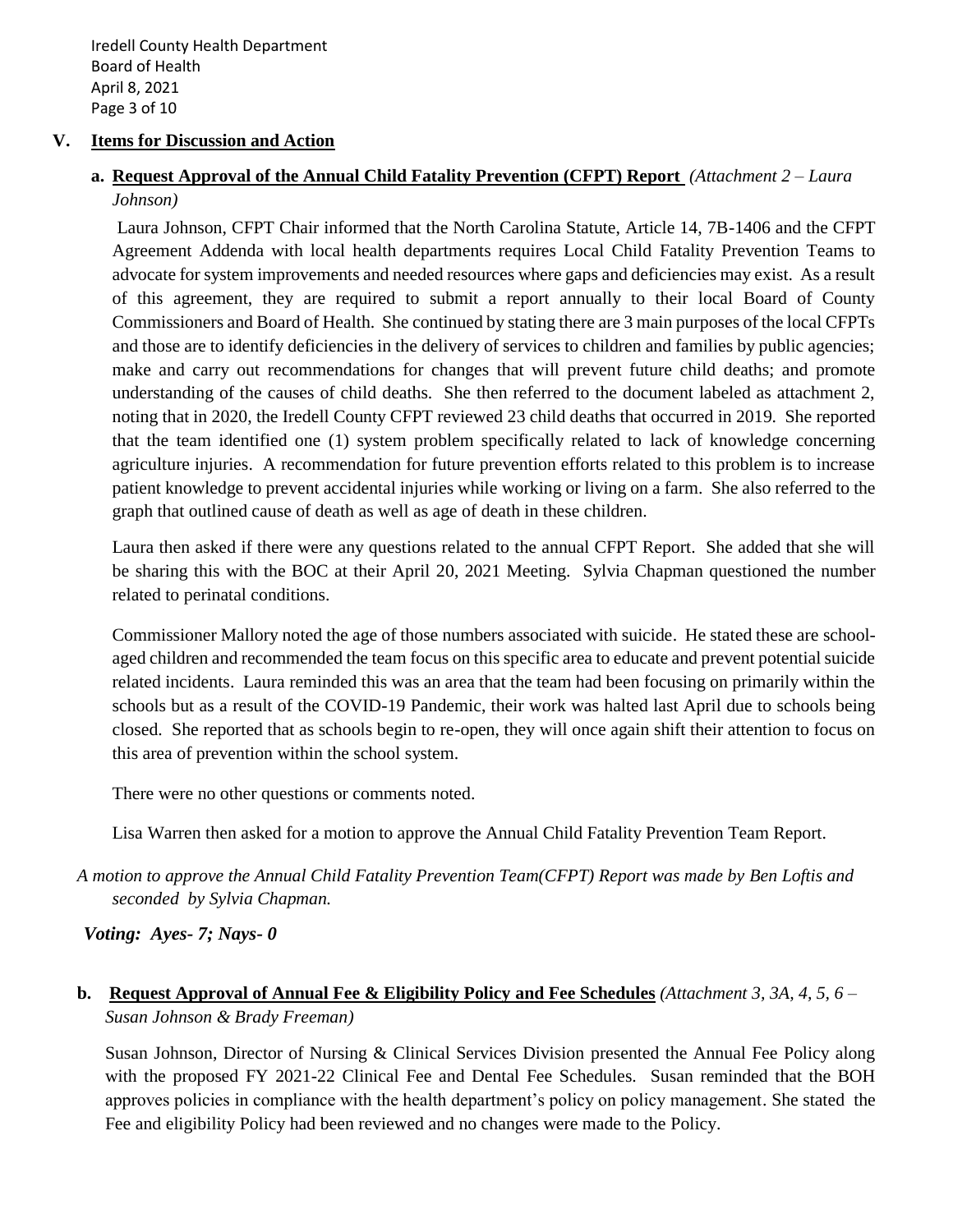## V. Items for Discussion and Action

### a. Request Approval of the Annual Child Fatality Prevention (CFPT) Report *(Attachment 2 – Laura Johnson)*

Laura Johnson, CFPT Chair informed that the North Carolina Statute, Article 14, 7B-1406 and the CFPT Agreement Addenda with local health departments requires Local Child Fatality Prevention Teams to advocate for system improvements and needed resources where gaps and deficiencies may exist. As a result of this agreement, they are required to submit a report annually to their local Board of County Commissioners and Board of Health. She continued by stating there are 3 main purposes of the local CFPTs and those are to identify deficiencies in the delivery of services to children and families by public agencies; make and carry out recommendations for changes that will prevent future child deaths; and promote understanding of the causes of child deaths. She then referred to the document labeled as attachment 2, noting that in 2020, the Iredell County CFPT reviewed 23 child deaths that occurred in 2019. She reported that the team identified one (1) system problem specifically related to lack of knowledge concerning agriculture injuries. A recommendation for future prevention efforts related to this problem is to increase patient knowledge to prevent accidental injuries while working or living on a farm. She also referred to the graph that outlined cause of death as well as age of death in these children.

Laura then asked if there were any questions related to the annual CFPT Report. She added that she will be sharing this with the BOC at their April 20, 2021 Meeting. Sylvia Chapman questioned the number related to perinatal conditions.

Commissioner Mallory noted the age of those numbers associated with suicide. He stated these are school-aged children and recommended the team focus on this specific area to educate and prevent potential suicide related incidents. Laura reminded this was an area that the team had been focusing on primarily within the schools but as a result of the COVID-19 Pandemic, their work was halted last April due to schools being closed. She reported that as schools begin to re-open, they will once again shift their attention to focus on this area of prevention within the school system.

There were no other questions or comments noted.

Lisa Warren then asked for a motion to approve the Annual Child Fatality Prevention Team Report.

*A motion to approve the Annual Child Fatality Prevention Team(CFPT) Report was made by Ben Loftis and seconded by Sylvia Chapman.*

***Voting: Ayes- 7; Nays- 0***

### b. Request Approval of Annual Fee & Eligibility Policy and Fee Schedules *(Attachment 3, 3A, 4, 5, 6 – Susan Johnson & Brady Freeman)*

Susan Johnson, Director of Nursing & Clinical Services Division presented the Annual Fee Policy along with the proposed FY 2021-22 Clinical Fee and Dental Fee Schedules. Susan reminded that the BOH approves policies in compliance with the health department's policy on policy management. She stated the Fee and eligibility Policy had been reviewed and no changes were made to the Policy.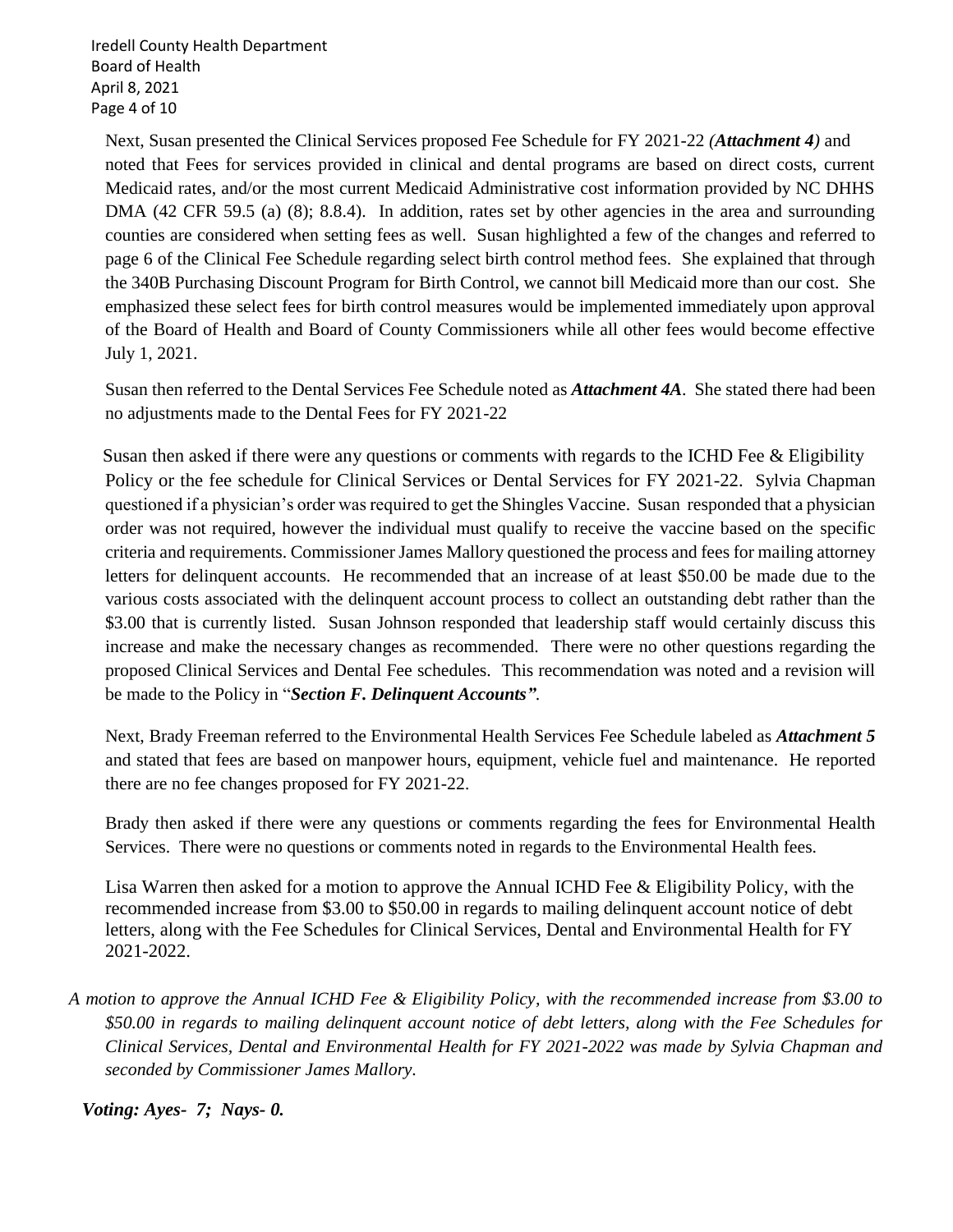Next, Susan presented the Clinical Services proposed Fee Schedule for FY 2021-22 *(**Attachment 4**)* and noted that Fees for services provided in clinical and dental programs are based on direct costs, current Medicaid rates, and/or the most current Medicaid Administrative cost information provided by NC DHHS DMA (42 CFR 59.5 (a) (8); 8.8.4). In addition, rates set by other agencies in the area and surrounding counties are considered when setting fees as well. Susan highlighted a few of the changes and referred to page 6 of the Clinical Fee Schedule regarding select birth control method fees. She explained that through the 340B Purchasing Discount Program for Birth Control, we cannot bill Medicaid more than our cost. She emphasized these select fees for birth control measures would be implemented immediately upon approval of the Board of Health and Board of County Commissioners while all other fees would become effective July 1, 2021.

Susan then referred to the Dental Services Fee Schedule noted as ***Attachment 4A***. She stated there had been no adjustments made to the Dental Fees for FY 2021-22

Susan then asked if there were any questions or comments with regards to the ICHD Fee & Eligibility Policy or the fee schedule for Clinical Services or Dental Services for FY 2021-22. Sylvia Chapman questioned if a physician's order was required to get the Shingles Vaccine. Susan responded that a physician order was not required, however the individual must qualify to receive the vaccine based on the specific criteria and requirements. Commissioner James Mallory questioned the process and fees for mailing attorney letters for delinquent accounts. He recommended that an increase of at least $50.00 be made due to the various costs associated with the delinquent account process to collect an outstanding debt rather than the $3.00 that is currently listed. Susan Johnson responded that leadership staff would certainly discuss this increase and make the necessary changes as recommended. There were no other questions regarding the proposed Clinical Services and Dental Fee schedules. This recommendation was noted and a revision will be made to the Policy in "***Section F. Delinquent Accounts"***.

Next, Brady Freeman referred to the Environmental Health Services Fee Schedule labeled as ***Attachment 5*** and stated that fees are based on manpower hours, equipment, vehicle fuel and maintenance. He reported there are no fee changes proposed for FY 2021-22.

Brady then asked if there were any questions or comments regarding the fees for Environmental Health Services. There were no questions or comments noted in regards to the Environmental Health fees.

Lisa Warren then asked for a motion to approve the Annual ICHD Fee & Eligibility Policy, with the recommended increase from $3.00 to $50.00 in regards to mailing delinquent account notice of debt letters, along with the Fee Schedules for Clinical Services, Dental and Environmental Health for FY 2021-2022.

*A motion to approve the Annual ICHD Fee & Eligibility Policy, with the recommended increase from $3.00 to $50.00 in regards to mailing delinquent account notice of debt letters, along with the Fee Schedules for Clinical Services, Dental and Environmental Health for FY 2021-2022 was made by Sylvia Chapman and seconded by Commissioner James Mallory.*

***Voting: Ayes- 7; Nays- 0.***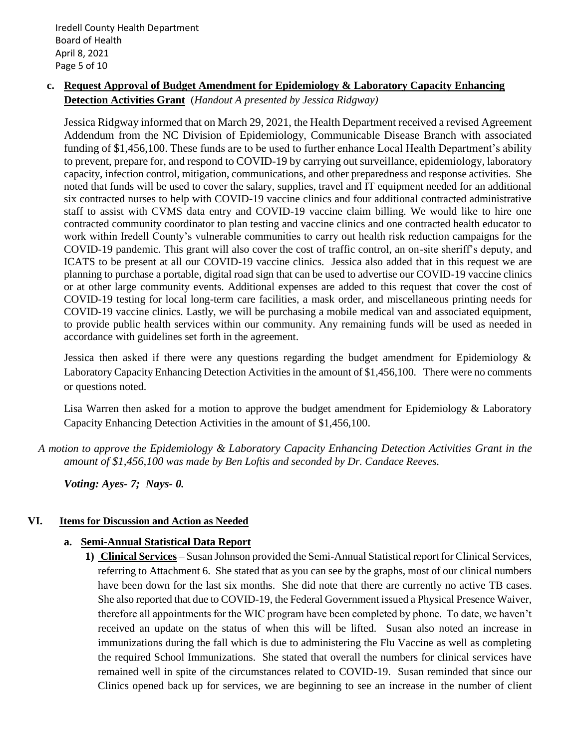**c. Request Approval of Budget Amendment for Epidemiology & Laboratory Capacity Enhancing Detection Activities Grant** (*Handout A presented by Jessica Ridgway)*

Jessica Ridgway informed that on March 29, 2021, the Health Department received a revised Agreement Addendum from the NC Division of Epidemiology, Communicable Disease Branch with associated funding of $1,456,100. These funds are to be used to further enhance Local Health Department's ability to prevent, prepare for, and respond to COVID-19 by carrying out surveillance, epidemiology, laboratory capacity, infection control, mitigation, communications, and other preparedness and response activities. She noted that funds will be used to cover the salary, supplies, travel and IT equipment needed for an additional six contracted nurses to help with COVID-19 vaccine clinics and four additional contracted administrative staff to assist with CVMS data entry and COVID-19 vaccine claim billing. We would like to hire one contracted community coordinator to plan testing and vaccine clinics and one contracted health educator to work within Iredell County's vulnerable communities to carry out health risk reduction campaigns for the COVID-19 pandemic. This grant will also cover the cost of traffic control, an on-site sheriff's deputy, and ICATS to be present at all our COVID-19 vaccine clinics. Jessica also added that in this request we are planning to purchase a portable, digital road sign that can be used to advertise our COVID-19 vaccine clinics or at other large community events. Additional expenses are added to this request that cover the cost of COVID-19 testing for local long-term care facilities, a mask order, and miscellaneous printing needs for COVID-19 vaccine clinics. Lastly, we will be purchasing a mobile medical van and associated equipment, to provide public health services within our community. Any remaining funds will be used as needed in accordance with guidelines set forth in the agreement.

Jessica then asked if there were any questions regarding the budget amendment for Epidemiology & Laboratory Capacity Enhancing Detection Activities in the amount of $1,456,100. There were no comments or questions noted.

Lisa Warren then asked for a motion to approve the budget amendment for Epidemiology & Laboratory Capacity Enhancing Detection Activities in the amount of $1,456,100.

*A motion to approve the Epidemiology & Laboratory Capacity Enhancing Detection Activities Grant in the amount of $1,456,100 was made by Ben Loftis and seconded by Dr. Candace Reeves.*

***Voting: Ayes- 7; Nays- 0.***

## VI. Items for Discussion and Action as Needed

**a. Semi-Annual Statistical Data Report**

**1) Clinical Services** – Susan Johnson provided the Semi-Annual Statistical report for Clinical Services, referring to Attachment 6. She stated that as you can see by the graphs, most of our clinical numbers have been down for the last six months. She did note that there are currently no active TB cases. She also reported that due to COVID-19, the Federal Government issued a Physical Presence Waiver, therefore all appointments for the WIC program have been completed by phone. To date, we haven't received an update on the status of when this will be lifted. Susan also noted an increase in immunizations during the fall which is due to administering the Flu Vaccine as well as completing the required School Immunizations. She stated that overall the numbers for clinical services have remained well in spite of the circumstances related to COVID-19. Susan reminded that since our Clinics opened back up for services, we are beginning to see an increase in the number of client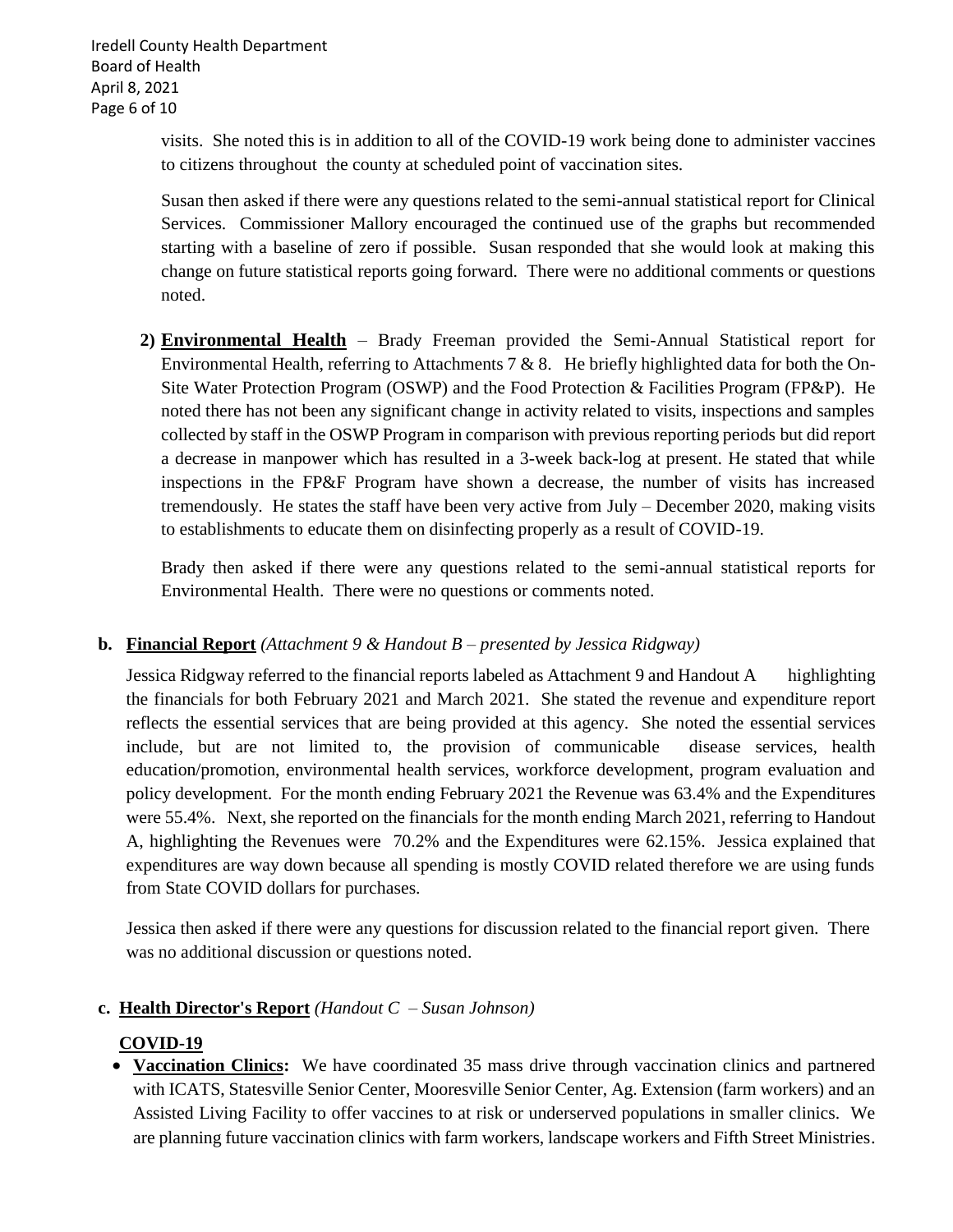visits. She noted this is in addition to all of the COVID-19 work being done to administer vaccines to citizens throughout the county at scheduled point of vaccination sites.

Susan then asked if there were any questions related to the semi-annual statistical report for Clinical Services. Commissioner Mallory encouraged the continued use of the graphs but recommended starting with a baseline of zero if possible. Susan responded that she would look at making this change on future statistical reports going forward. There were no additional comments or questions noted.

2) **Environmental Health** – Brady Freeman provided the Semi-Annual Statistical report for Environmental Health, referring to Attachments 7 & 8. He briefly highlighted data for both the On-Site Water Protection Program (OSWP) and the Food Protection & Facilities Program (FP&P). He noted there has not been any significant change in activity related to visits, inspections and samples collected by staff in the OSWP Program in comparison with previous reporting periods but did report a decrease in manpower which has resulted in a 3-week back-log at present. He stated that while inspections in the FP&F Program have shown a decrease, the number of visits has increased tremendously. He states the staff have been very active from July – December 2020, making visits to establishments to educate them on disinfecting properly as a result of COVID-19.

Brady then asked if there were any questions related to the semi-annual statistical reports for Environmental Health. There were no questions or comments noted.

**b. Financial Report** *(Attachment 9 & Handout B – presented by Jessica Ridgway)*

Jessica Ridgway referred to the financial reports labeled as Attachment 9 and Handout A highlighting the financials for both February 2021 and March 2021. She stated the revenue and expenditure report reflects the essential services that are being provided at this agency. She noted the essential services include, but are not limited to, the provision of communicable disease services, health education/promotion, environmental health services, workforce development, program evaluation and policy development. For the month ending February 2021 the Revenue was 63.4% and the Expenditures were 55.4%. Next, she reported on the financials for the month ending March 2021, referring to Handout A, highlighting the Revenues were 70.2% and the Expenditures were 62.15%. Jessica explained that expenditures are way down because all spending is mostly COVID related therefore we are using funds from State COVID dollars for purchases.

Jessica then asked if there were any questions for discussion related to the financial report given. There was no additional discussion or questions noted.

**c. Health Director's Report** *(Handout C – Susan Johnson)*

**COVID-19**

- **Vaccination Clinics:** We have coordinated 35 mass drive through vaccination clinics and partnered with ICATS, Statesville Senior Center, Mooresville Senior Center, Ag. Extension (farm workers) and an Assisted Living Facility to offer vaccines to at risk or underserved populations in smaller clinics. We are planning future vaccination clinics with farm workers, landscape workers and Fifth Street Ministries.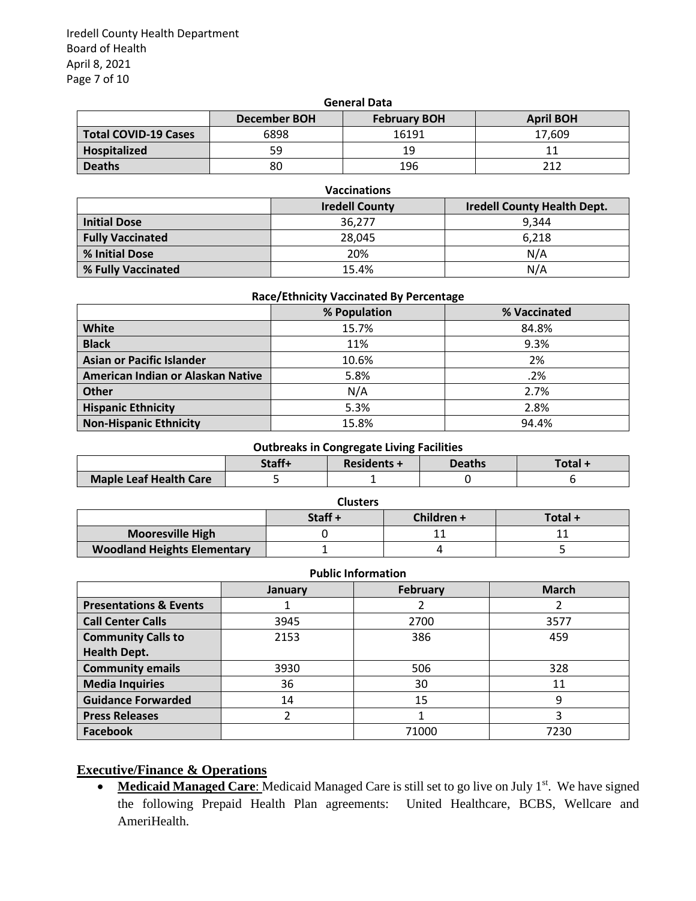**General Data**

| | December BOH | February BOH | April BOH |
|---|---|---|---|
| **Total COVID-19 Cases** | 6898 | 16191 | 17,609 |
| **Hospitalized** | 59 | 19 | 11 |
| **Deaths** | 80 | 196 | 212 |

**Vaccinations**

| | Iredell County | Iredell County Health Dept. |
|---|---|---|
| **Initial Dose** | 36,277 | 9,344 |
| **Fully Vaccinated** | 28,045 | 6,218 |
| **% Initial Dose** | 20% | N/A |
| **% Fully Vaccinated** | 15.4% | N/A |

**Race/Ethnicity Vaccinated By Percentage**

| | % Population | % Vaccinated |
|---|---|---|
| **White** | 15.7% | 84.8% |
| **Black** | 11% | 9.3% |
| **Asian or Pacific Islander** | 10.6% | 2% |
| **American Indian or Alaskan Native** | 5.8% | .2% |
| **Other** | N/A | 2.7% |
| **Hispanic Ethnicity** | 5.3% | 2.8% |
| **Non-Hispanic Ethnicity** | 15.8% | 94.4% |

**Outbreaks in Congregate Living Facilities**

| | Staff+ | Residents + | Deaths | Total + |
|---|---|---|---|---|
| **Maple Leaf Health Care** | 5 | 1 | 0 | 6 |

**Clusters**

| | Staff + | Children + | Total + |
|---|---|---|---|
| **Mooresville High** | 0 | 11 | 11 |
| **Woodland Heights Elementary** | 1 | 4 | 5 |

**Public Information**

| | January | February | March |
|---|---|---|---|
| **Presentations & Events** | 1 | 2 | 2 |
| **Call Center Calls** | 3945 | 2700 | 3577 |
| **Community Calls to Health Dept.** | 2153 | 386 | 459 |
| **Community emails** | 3930 | 506 | 328 |
| **Media Inquiries** | 36 | 30 | 11 |
| **Guidance Forwarded** | 14 | 15 | 9 |
| **Press Releases** | 2 | 1 | 3 |
| **Facebook** | | 71000 | 7230 |

## Executive/Finance & Operations

- **Medicaid Managed Care**: Medicaid Managed Care is still set to go live on July 1st. We have signed the following Prepaid Health Plan agreements: United Healthcare, BCBS, Wellcare and AmeriHealth.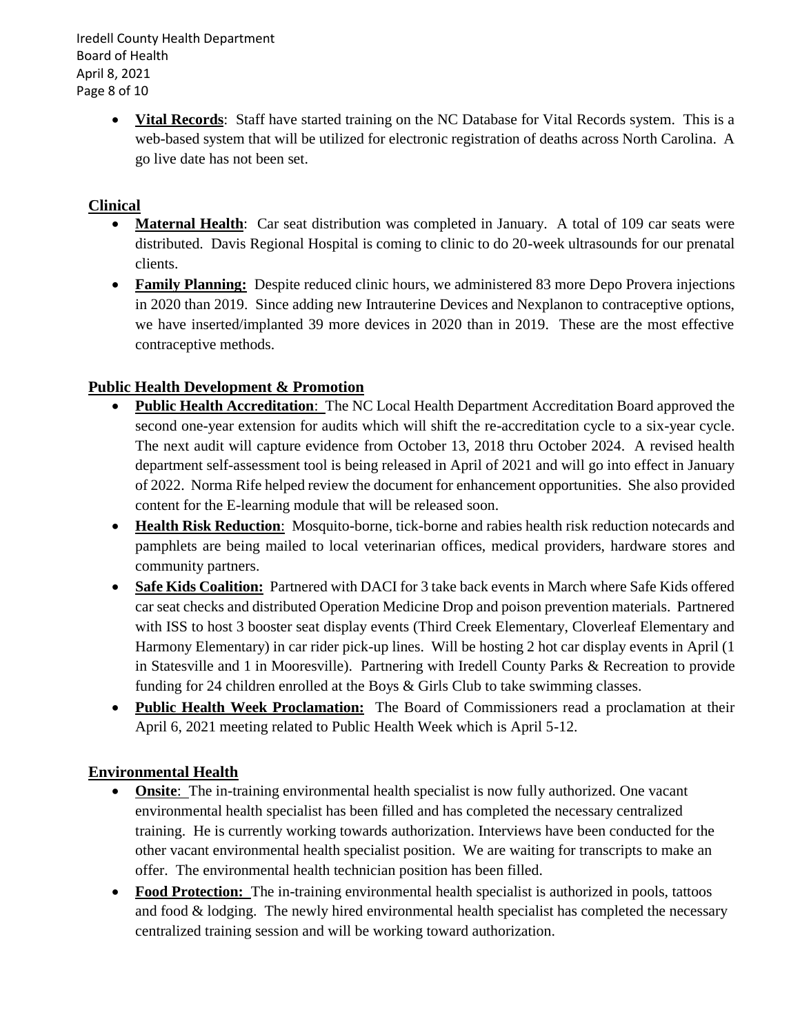- **Vital Records**: Staff have started training on the NC Database for Vital Records system. This is a web-based system that will be utilized for electronic registration of deaths across North Carolina. A go live date has not been set.

## Clinical

- **Maternal Health**: Car seat distribution was completed in January. A total of 109 car seats were distributed. Davis Regional Hospital is coming to clinic to do 20-week ultrasounds for our prenatal clients.
- **Family Planning:** Despite reduced clinic hours, we administered 83 more Depo Provera injections in 2020 than 2019. Since adding new Intrauterine Devices and Nexplanon to contraceptive options, we have inserted/implanted 39 more devices in 2020 than in 2019. These are the most effective contraceptive methods.

## Public Health Development & Promotion

- **Public Health Accreditation**: The NC Local Health Department Accreditation Board approved the second one-year extension for audits which will shift the re-accreditation cycle to a six-year cycle. The next audit will capture evidence from October 13, 2018 thru October 2024. A revised health department self-assessment tool is being released in April of 2021 and will go into effect in January of 2022. Norma Rife helped review the document for enhancement opportunities. She also provided content for the E-learning module that will be released soon.
- **Health Risk Reduction**: Mosquito-borne, tick-borne and rabies health risk reduction notecards and pamphlets are being mailed to local veterinarian offices, medical providers, hardware stores and community partners.
- **Safe Kids Coalition:** Partnered with DACI for 3 take back events in March where Safe Kids offered car seat checks and distributed Operation Medicine Drop and poison prevention materials. Partnered with ISS to host 3 booster seat display events (Third Creek Elementary, Cloverleaf Elementary and Harmony Elementary) in car rider pick-up lines. Will be hosting 2 hot car display events in April (1 in Statesville and 1 in Mooresville). Partnering with Iredell County Parks & Recreation to provide funding for 24 children enrolled at the Boys & Girls Club to take swimming classes.
- **Public Health Week Proclamation:** The Board of Commissioners read a proclamation at their April 6, 2021 meeting related to Public Health Week which is April 5-12.

## Environmental Health

- **Onsite**: The in-training environmental health specialist is now fully authorized. One vacant environmental health specialist has been filled and has completed the necessary centralized training. He is currently working towards authorization. Interviews have been conducted for the other vacant environmental health specialist position. We are waiting for transcripts to make an offer. The environmental health technician position has been filled.
- **Food Protection:** The in-training environmental health specialist is authorized in pools, tattoos and food & lodging. The newly hired environmental health specialist has completed the necessary centralized training session and will be working toward authorization.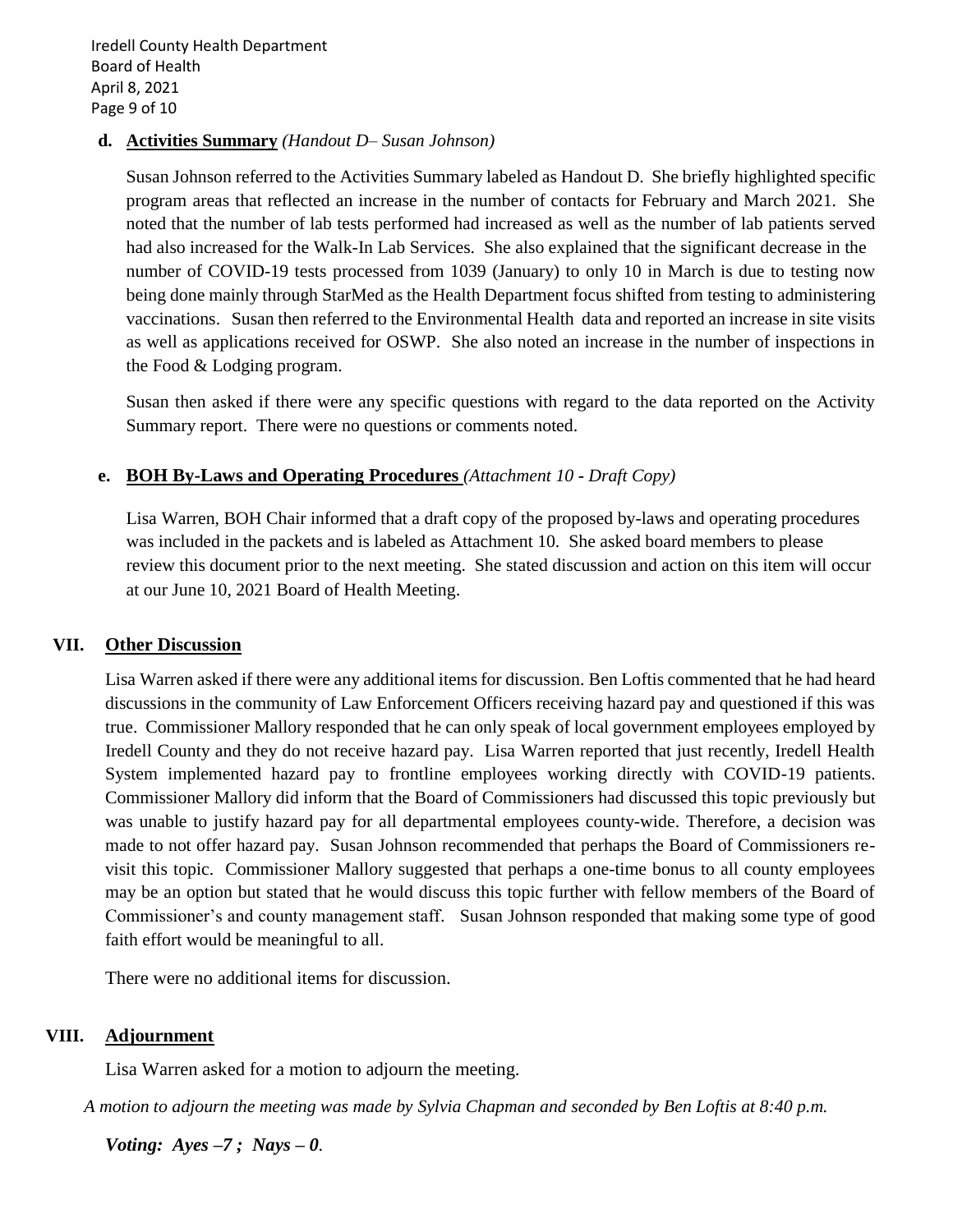**d. Activities Summary** *(Handout D– Susan Johnson)*

Susan Johnson referred to the Activities Summary labeled as Handout D. She briefly highlighted specific program areas that reflected an increase in the number of contacts for February and March 2021. She noted that the number of lab tests performed had increased as well as the number of lab patients served had also increased for the Walk-In Lab Services. She also explained that the significant decrease in the number of COVID-19 tests processed from 1039 (January) to only 10 in March is due to testing now being done mainly through StarMed as the Health Department focus shifted from testing to administering vaccinations. Susan then referred to the Environmental Health data and reported an increase in site visits as well as applications received for OSWP. She also noted an increase in the number of inspections in the Food & Lodging program.

Susan then asked if there were any specific questions with regard to the data reported on the Activity Summary report. There were no questions or comments noted.

**e. BOH By-Laws and Operating Procedures** *(Attachment 10 - Draft Copy)*

Lisa Warren, BOH Chair informed that a draft copy of the proposed by-laws and operating procedures was included in the packets and is labeled as Attachment 10. She asked board members to please review this document prior to the next meeting. She stated discussion and action on this item will occur at our June 10, 2021 Board of Health Meeting.

## VII. Other Discussion

Lisa Warren asked if there were any additional items for discussion. Ben Loftis commented that he had heard discussions in the community of Law Enforcement Officers receiving hazard pay and questioned if this was true. Commissioner Mallory responded that he can only speak of local government employees employed by Iredell County and they do not receive hazard pay. Lisa Warren reported that just recently, Iredell Health System implemented hazard pay to frontline employees working directly with COVID-19 patients. Commissioner Mallory did inform that the Board of Commissioners had discussed this topic previously but was unable to justify hazard pay for all departmental employees county-wide. Therefore, a decision was made to not offer hazard pay. Susan Johnson recommended that perhaps the Board of Commissioners re-visit this topic. Commissioner Mallory suggested that perhaps a one-time bonus to all county employees may be an option but stated that he would discuss this topic further with fellow members of the Board of Commissioner's and county management staff. Susan Johnson responded that making some type of good faith effort would be meaningful to all.

There were no additional items for discussion.

## VIII. Adjournment

Lisa Warren asked for a motion to adjourn the meeting.

*A motion to adjourn the meeting was made by Sylvia Chapman and seconded by Ben Loftis at 8:40 p.m.*

***Voting: Ayes –7 ; Nays – 0.***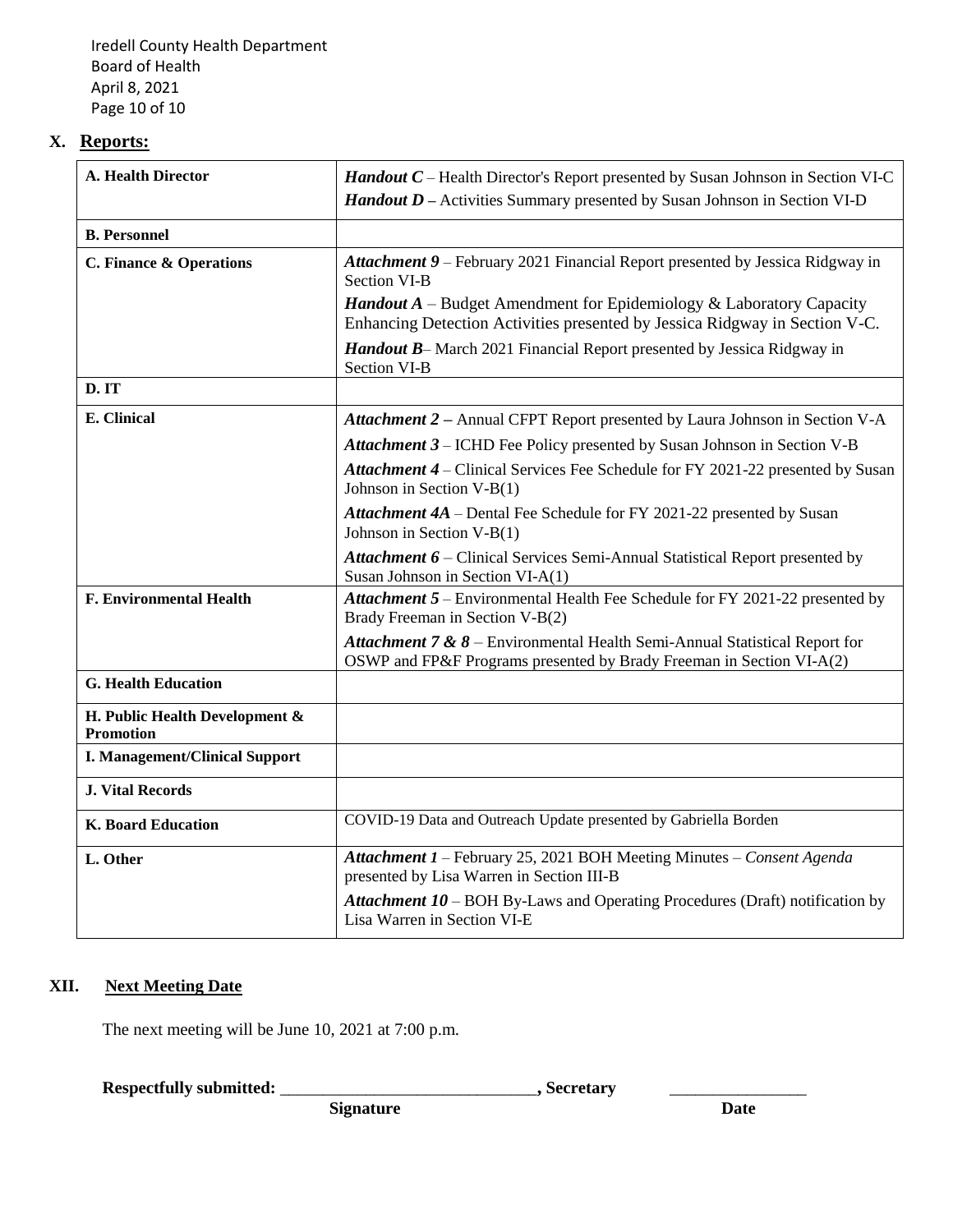## X. Reports:

| | |
|---|---|
| **A. Health Director** | ***Handout C*** – Health Director's Report presented by Susan Johnson in Section VI-C<br>***Handout D*** – Activities Summary presented by Susan Johnson in Section VI-D |
| **B. Personnel** | |
| **C. Finance & Operations** | ***Attachment 9*** – February 2021 Financial Report presented by Jessica Ridgway in Section VI-B<br>***Handout A*** – Budget Amendment for Epidemiology & Laboratory Capacity Enhancing Detection Activities presented by Jessica Ridgway in Section V-C.<br>***Handout B***– March 2021 Financial Report presented by Jessica Ridgway in Section VI-B |
| **D. IT** | |
| **E. Clinical** | ***Attachment 2*** – Annual CFPT Report presented by Laura Johnson in Section V-A<br>***Attachment 3*** – ICHD Fee Policy presented by Susan Johnson in Section V-B<br>***Attachment 4*** – Clinical Services Fee Schedule for FY 2021-22 presented by Susan Johnson in Section V-B(1)<br>***Attachment 4A*** – Dental Fee Schedule for FY 2021-22 presented by Susan Johnson in Section V-B(1)<br>***Attachment 6*** – Clinical Services Semi-Annual Statistical Report presented by Susan Johnson in Section VI-A(1) |
| **F. Environmental Health** | ***Attachment 5*** – Environmental Health Fee Schedule for FY 2021-22 presented by Brady Freeman in Section V-B(2)<br>***Attachment 7 & 8*** – Environmental Health Semi-Annual Statistical Report for OSWP and FP&F Programs presented by Brady Freeman in Section VI-A(2) |
| **G. Health Education** | |
| **H. Public Health Development & Promotion** | |
| **I. Management/Clinical Support** | |
| **J. Vital Records** | |
| **K. Board Education** | COVID-19 Data and Outreach Update presented by Gabriella Borden |
| **L. Other** | ***Attachment 1*** – February 25, 2021 BOH Meeting Minutes – *Consent Agenda* presented by Lisa Warren in Section III-B<br>***Attachment 10*** – BOH By-Laws and Operating Procedures (Draft) notification by Lisa Warren in Section VI-E |

## XII. Next Meeting Date

The next meeting will be June 10, 2021 at 7:00 p.m.

**Respectfully submitted:** ______________________________**, Secretary** ________________

**Signature** **Date**